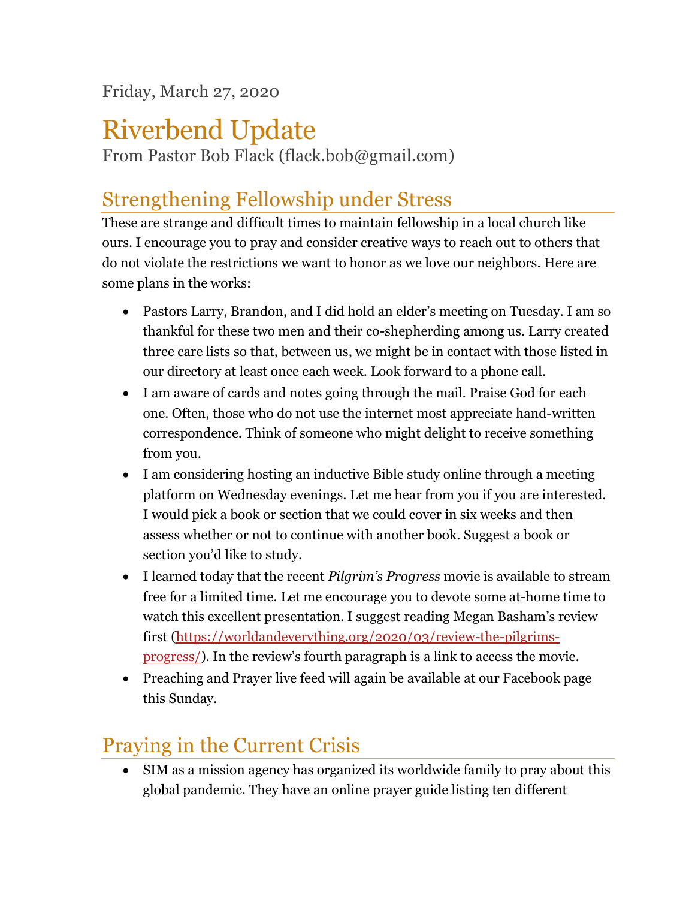Friday, March 27, 2020

# Riverbend Update

From Pastor Bob Flack (flack.bob@gmail.com)

## Strengthening Fellowship under Stress

These are strange and difficult times to maintain fellowship in a local church like ours. I encourage you to pray and consider creative ways to reach out to others that do not violate the restrictions we want to honor as we love our neighbors. Here are some plans in the works:

- Pastors Larry, Brandon, and I did hold an elder's meeting on Tuesday. I am so thankful for these two men and their co-shepherding among us. Larry created three care lists so that, between us, we might be in contact with those listed in our directory at least once each week. Look forward to a phone call.
- I am aware of cards and notes going through the mail. Praise God for each one. Often, those who do not use the internet most appreciate hand-written correspondence. Think of someone who might delight to receive something from you.
- I am considering hosting an inductive Bible study online through a meeting platform on Wednesday evenings. Let me hear from you if you are interested. I would pick a book or section that we could cover in six weeks and then assess whether or not to continue with another book. Suggest a book or section you'd like to study.
- I learned today that the recent *Pilgrim's Progress* movie is available to stream free for a limited time. Let me encourage you to devote some at-home time to watch this excellent presentation. I suggest reading Megan Basham's review first ([https://worldandeverything.org/2020/03/review-the-pilgrims-progress/](https://worldandeverything.org/2020/03/review-the-pilgrims-progress/)). In the review's fourth paragraph is a link to access the movie.
- Preaching and Prayer live feed will again be available at our Facebook page this Sunday.

## Praying in the Current Crisis

- SIM as a mission agency has organized its worldwide family to pray about this global pandemic. They have an online prayer guide listing ten different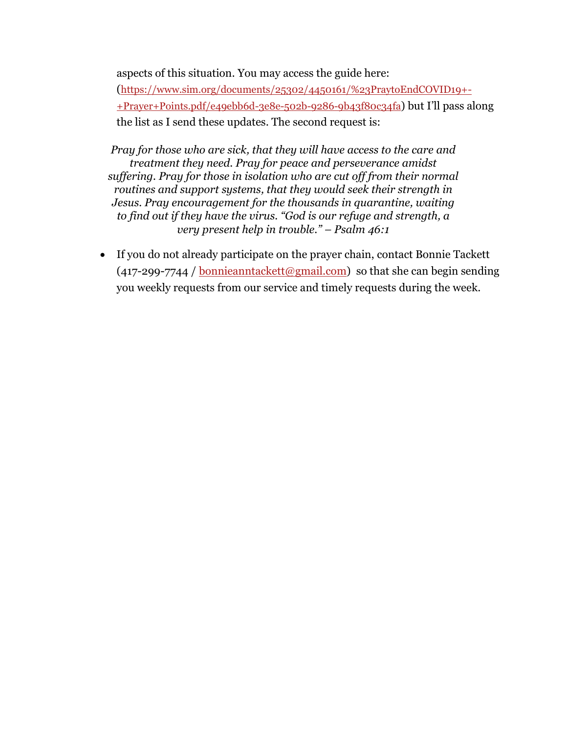aspects of this situation. You may access the guide here: (https://www.sim.org/documents/25302/4450161/%23PraytoEndCOVID19+-+Prayer+Points.pdf/e49ebb6d-3e8e-502b-9286-9b43f80c34fa) but I'll pass along the list as I send these updates. The second request is:

*Pray for those who are sick, that they will have access to the care and treatment they need. Pray for peace and perseverance amidst suffering. Pray for those in isolation who are cut off from their normal routines and support systems, that they would seek their strength in Jesus. Pray encouragement for the thousands in quarantine, waiting to find out if they have the virus. "God is our refuge and strength, a very present help in trouble." – Psalm 46:1*

- If you do not already participate on the prayer chain, contact Bonnie Tackett (417-299-7744 / bonnieanntackett@gmail.com) so that she can begin sending you weekly requests from our service and timely requests during the week.